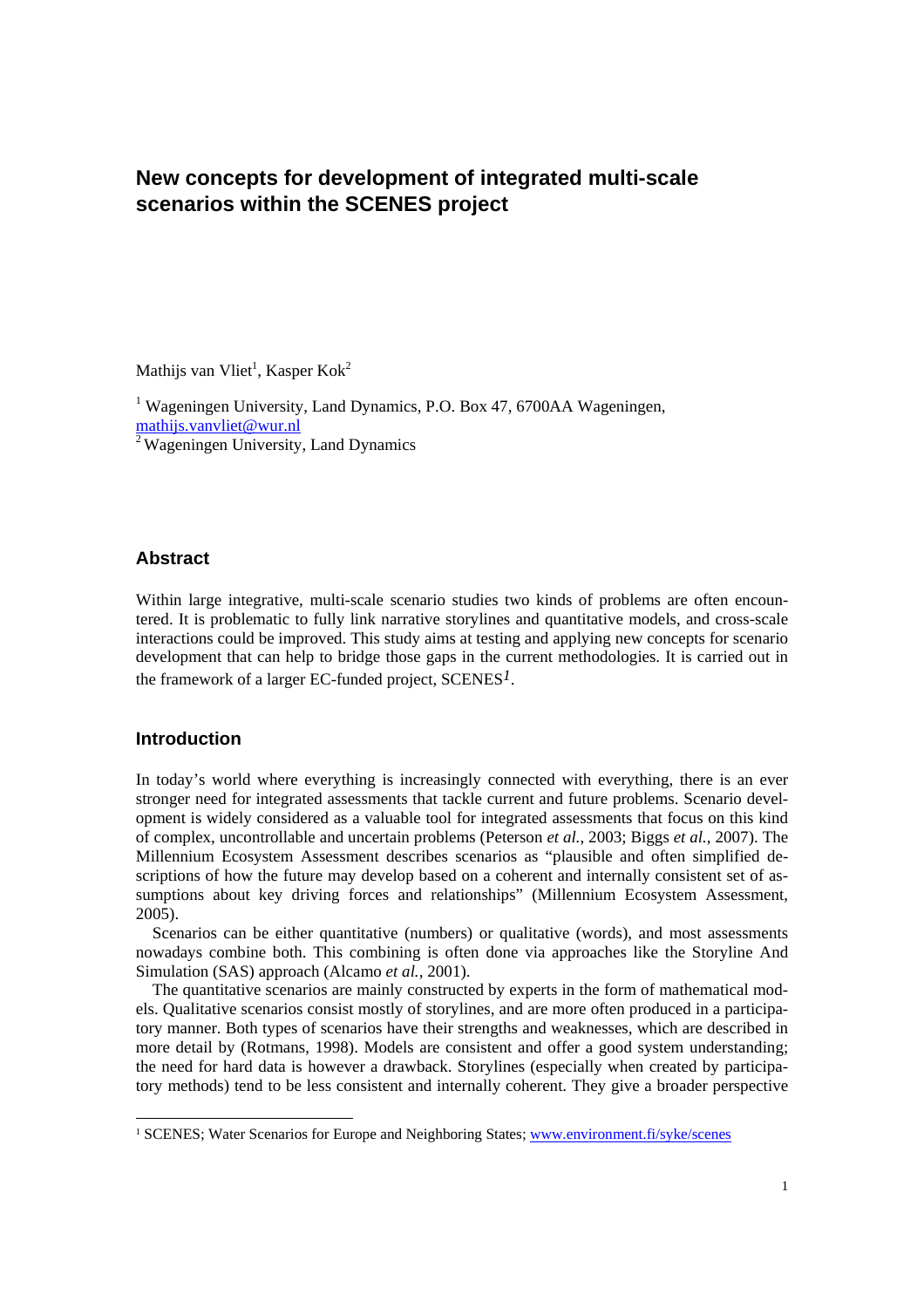# New concepts for development of integrated multi-scale scenarios within the SCENES project

Mathijs van Vliet[1], Kasper Kok[2]

[1] Wageningen University, Land Dynamics, P.O. Box 47, 6700AA Wageningen, mathijs.vanvliet@wur.nl
[2] Wageningen University, Land Dynamics

## Abstract

Within large integrative, multi-scale scenario studies two kinds of problems are often encountered. It is problematic to fully link narrative storylines and quantitative models, and cross-scale interactions could be improved. This study aims at testing and applying new concepts for scenario development that can help to bridge those gaps in the current methodologies. It is carried out in the framework of a larger EC-funded project, SCENES[1].

## Introduction

In today's world where everything is increasingly connected with everything, there is an ever stronger need for integrated assessments that tackle current and future problems. Scenario development is widely considered as a valuable tool for integrated assessments that focus on this kind of complex, uncontrollable and uncertain problems (Peterson *et al.*, 2003; Biggs *et al.*, 2007). The Millennium Ecosystem Assessment describes scenarios as "plausible and often simplified descriptions of how the future may develop based on a coherent and internally consistent set of assumptions about key driving forces and relationships" (Millennium Ecosystem Assessment, 2005).

Scenarios can be either quantitative (numbers) or qualitative (words), and most assessments nowadays combine both. This combining is often done via approaches like the Storyline And Simulation (SAS) approach (Alcamo *et al.*, 2001).

The quantitative scenarios are mainly constructed by experts in the form of mathematical models. Qualitative scenarios consist mostly of storylines, and are more often produced in a participatory manner. Both types of scenarios have their strengths and weaknesses, which are described in more detail by (Rotmans, 1998). Models are consistent and offer a good system understanding; the need for hard data is however a drawback. Storylines (especially when created by participatory methods) tend to be less consistent and internally coherent. They give a broader perspective

[1] SCENES; Water Scenarios for Europe and Neighboring States; www.environment.fi/syke/scenes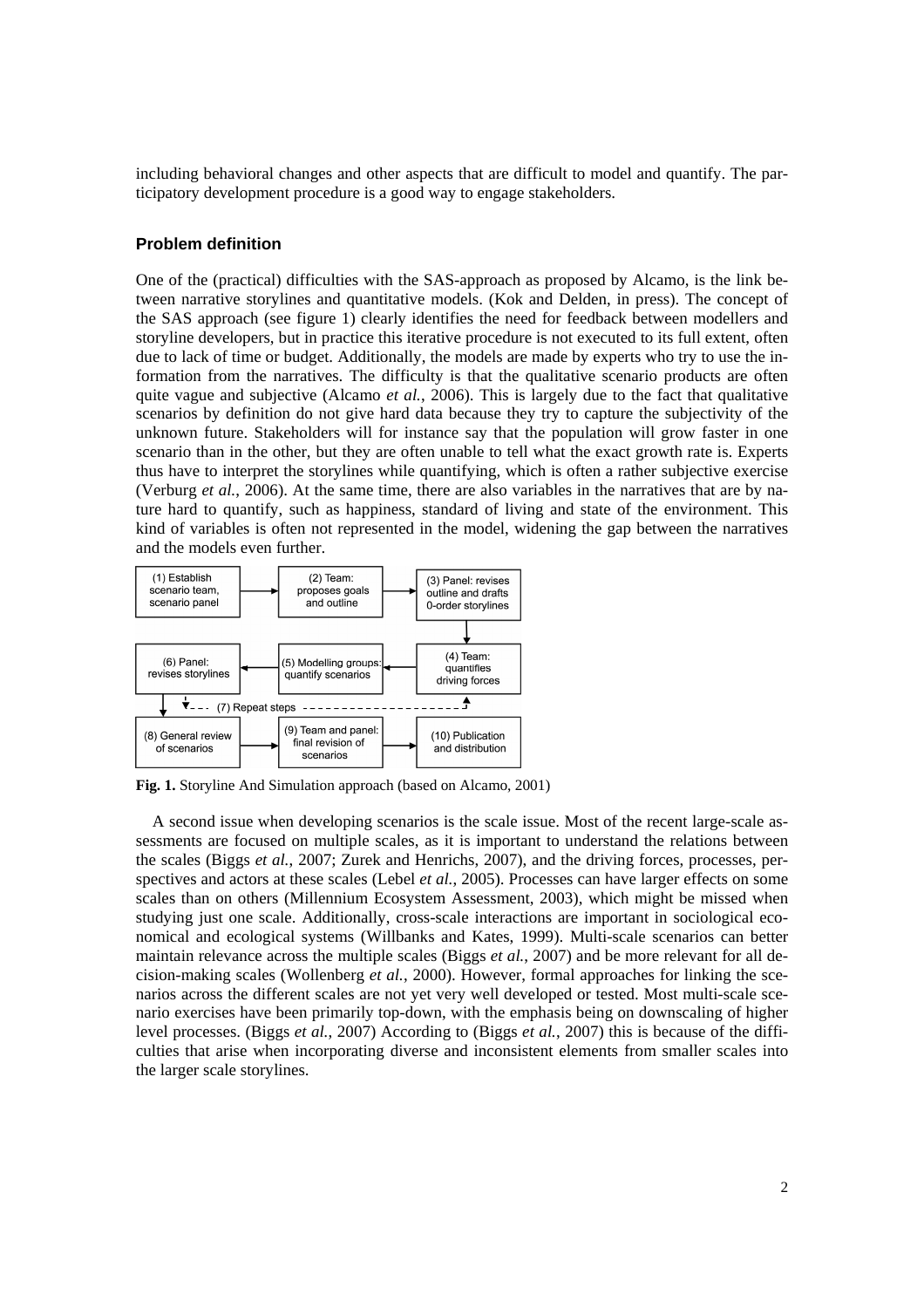including behavioral changes and other aspects that are difficult to model and quantify. The participatory development procedure is a good way to engage stakeholders.

### Problem definition

One of the (practical) difficulties with the SAS-approach as proposed by Alcamo, is the link between narrative storylines and quantitative models. (Kok and Delden, in press). The concept of the SAS approach (see figure 1) clearly identifies the need for feedback between modellers and storyline developers, but in practice this iterative procedure is not executed to its full extent, often due to lack of time or budget. Additionally, the models are made by experts who try to use the information from the narratives. The difficulty is that the qualitative scenario products are often quite vague and subjective (Alcamo *et al.*, 2006). This is largely due to the fact that qualitative scenarios by definition do not give hard data because they try to capture the subjectivity of the unknown future. Stakeholders will for instance say that the population will grow faster in one scenario than in the other, but they are often unable to tell what the exact growth rate is. Experts thus have to interpret the storylines while quantifying, which is often a rather subjective exercise (Verburg *et al.*, 2006). At the same time, there are also variables in the narratives that are by nature hard to quantify, such as happiness, standard of living and state of the environment. This kind of variables is often not represented in the model, widening the gap between the narratives and the models even further.

(1) Establish scenario team, scenario panel → (2) Team: proposes goals and outline → (3) Panel: revises outline and drafts 0-order storylines → (4) Team: quantifies driving forces → (5) Modelling groups: quantify scenarios → (6) Panel: revises storylines → (7) Repeat steps → (8) General review of scenarios → (9) Team and panel: final revision of scenarios → (10) Publication and distribution

**Fig. 1.** Storyline And Simulation approach (based on Alcamo, 2001)

A second issue when developing scenarios is the scale issue. Most of the recent large-scale assessments are focused on multiple scales, as it is important to understand the relations between the scales (Biggs *et al.*, 2007; Zurek and Henrichs, 2007), and the driving forces, processes, perspectives and actors at these scales (Lebel *et al.*, 2005). Processes can have larger effects on some scales than on others (Millennium Ecosystem Assessment, 2003), which might be missed when studying just one scale. Additionally, cross-scale interactions are important in sociological economical and ecological systems (Willbanks and Kates, 1999). Multi-scale scenarios can better maintain relevance across the multiple scales (Biggs *et al.*, 2007) and be more relevant for all decision-making scales (Wollenberg *et al.*, 2000). However, formal approaches for linking the scenarios across the different scales are not yet very well developed or tested. Most multi-scale scenario exercises have been primarily top-down, with the emphasis being on downscaling of higher level processes. (Biggs *et al.*, 2007) According to (Biggs *et al.*, 2007) this is because of the difficulties that arise when incorporating diverse and inconsistent elements from smaller scales into the larger scale storylines.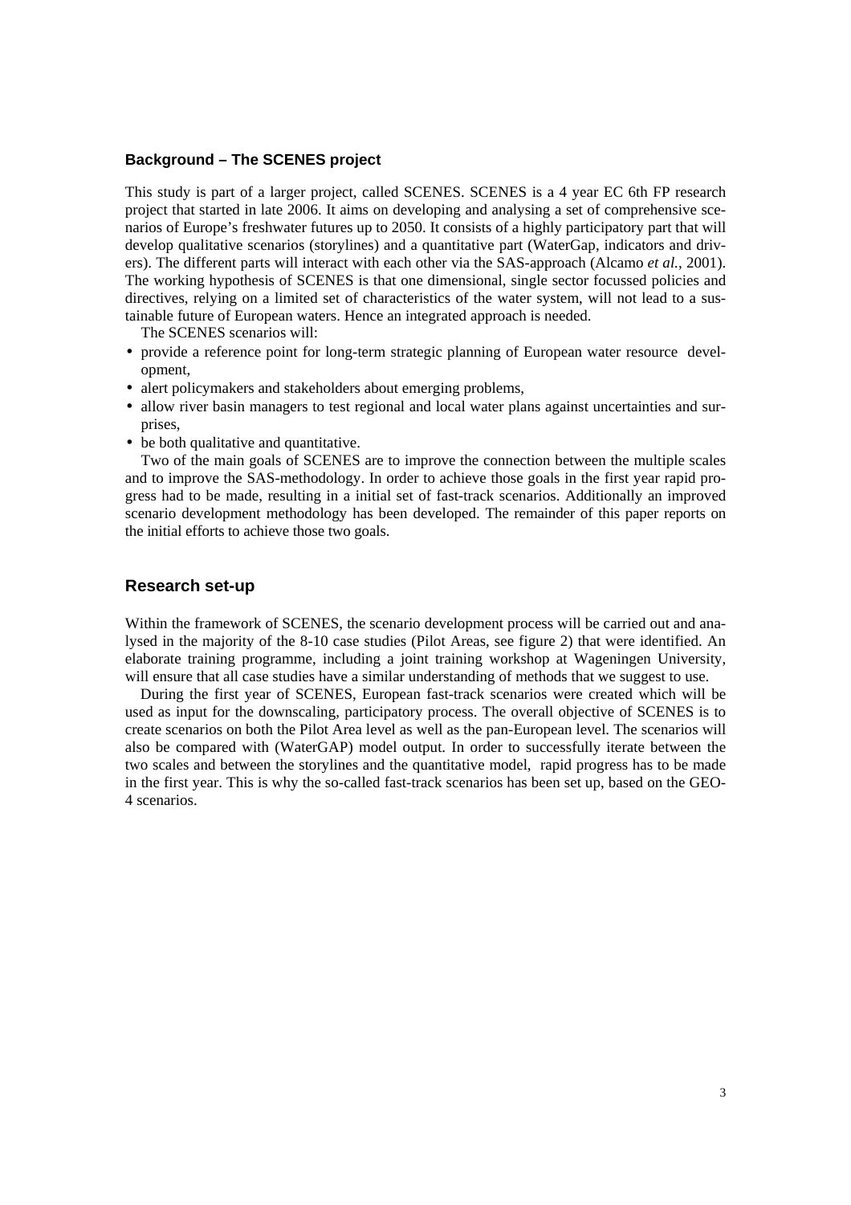### Background – The SCENES project

This study is part of a larger project, called SCENES. SCENES is a 4 year EC 6th FP research project that started in late 2006. It aims on developing and analysing a set of comprehensive scenarios of Europe's freshwater futures up to 2050. It consists of a highly participatory part that will develop qualitative scenarios (storylines) and a quantitative part (WaterGap, indicators and drivers). The different parts will interact with each other via the SAS-approach (Alcamo *et al.*, 2001). The working hypothesis of SCENES is that one dimensional, single sector focussed policies and directives, relying on a limited set of characteristics of the water system, will not lead to a sustainable future of European waters. Hence an integrated approach is needed.

The SCENES scenarios will:

- provide a reference point for long-term strategic planning of European water resource development,
- alert policymakers and stakeholders about emerging problems,
- allow river basin managers to test regional and local water plans against uncertainties and surprises,
- be both qualitative and quantitative.

Two of the main goals of SCENES are to improve the connection between the multiple scales and to improve the SAS-methodology. In order to achieve those goals in the first year rapid progress had to be made, resulting in a initial set of fast-track scenarios. Additionally an improved scenario development methodology has been developed. The remainder of this paper reports on the initial efforts to achieve those two goals.

## Research set-up

Within the framework of SCENES, the scenario development process will be carried out and analysed in the majority of the 8-10 case studies (Pilot Areas, see figure 2) that were identified. An elaborate training programme, including a joint training workshop at Wageningen University, will ensure that all case studies have a similar understanding of methods that we suggest to use.

During the first year of SCENES, European fast-track scenarios were created which will be used as input for the downscaling, participatory process. The overall objective of SCENES is to create scenarios on both the Pilot Area level as well as the pan-European level. The scenarios will also be compared with (WaterGAP) model output. In order to successfully iterate between the two scales and between the storylines and the quantitative model, rapid progress has to be made in the first year. This is why the so-called fast-track scenarios has been set up, based on the GEO-4 scenarios.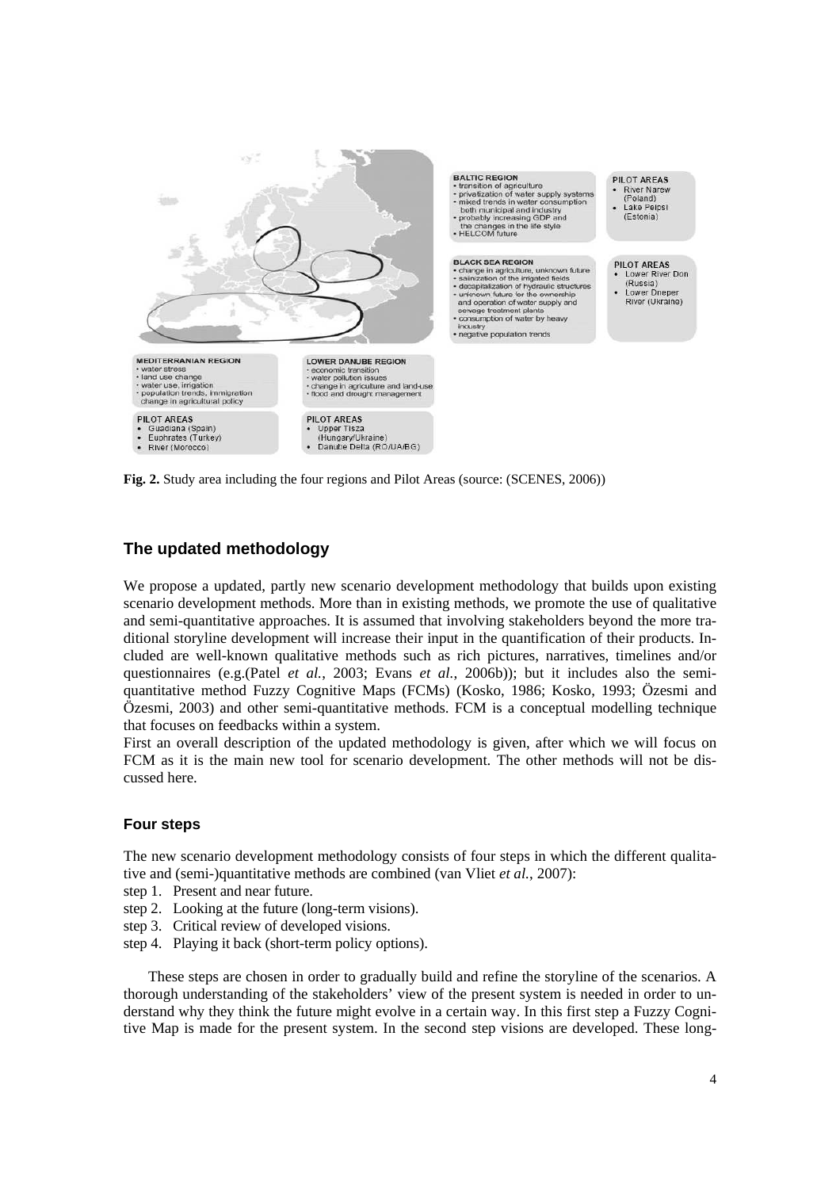**Fig. 2.** Study area including the four regions and Pilot Areas (source: (SCENES, 2006))

## The updated methodology

We propose a updated, partly new scenario development methodology that builds upon existing scenario development methods. More than in existing methods, we promote the use of qualitative and semi-quantitative approaches. It is assumed that involving stakeholders beyond the more traditional storyline development will increase their input in the quantification of their products. Included are well-known qualitative methods such as rich pictures, narratives, timelines and/or questionnaires (e.g.(Patel *et al.*, 2003; Evans *et al.*, 2006b)); but it includes also the semi-quantitative method Fuzzy Cognitive Maps (FCMs) (Kosko, 1986; Kosko, 1993; Özesmi and Özesmi, 2003) and other semi-quantitative methods. FCM is a conceptual modelling technique that focuses on feedbacks within a system.

First an overall description of the updated methodology is given, after which we will focus on FCM as it is the main new tool for scenario development. The other methods will not be discussed here.

### Four steps

The new scenario development methodology consists of four steps in which the different qualitative and (semi-)quantitative methods are combined (van Vliet *et al.*, 2007):

step 1. Present and near future.
step 2. Looking at the future (long-term visions).
step 3. Critical review of developed visions.
step 4. Playing it back (short-term policy options).

These steps are chosen in order to gradually build and refine the storyline of the scenarios. A thorough understanding of the stakeholders' view of the present system is needed in order to understand why they think the future might evolve in a certain way. In this first step a Fuzzy Cognitive Map is made for the present system. In the second step visions are developed. These long-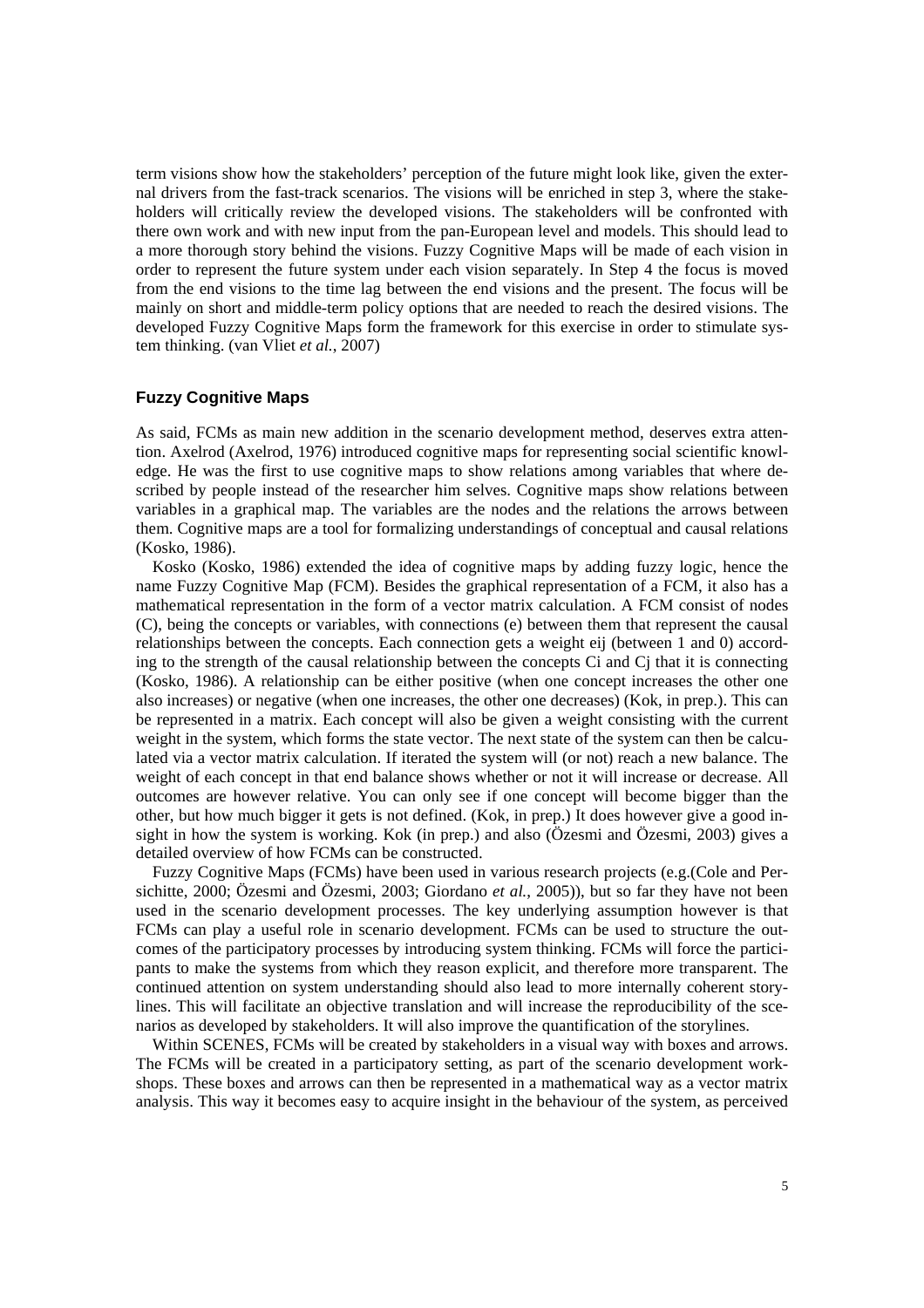term visions show how the stakeholders' perception of the future might look like, given the external drivers from the fast-track scenarios. The visions will be enriched in step 3, where the stakeholders will critically review the developed visions. The stakeholders will be confronted with there own work and with new input from the pan-European level and models. This should lead to a more thorough story behind the visions. Fuzzy Cognitive Maps will be made of each vision in order to represent the future system under each vision separately. In Step 4 the focus is moved from the end visions to the time lag between the end visions and the present. The focus will be mainly on short and middle-term policy options that are needed to reach the desired visions. The developed Fuzzy Cognitive Maps form the framework for this exercise in order to stimulate system thinking. (van Vliet *et al.*, 2007)

### Fuzzy Cognitive Maps

As said, FCMs as main new addition in the scenario development method, deserves extra attention. Axelrod (Axelrod, 1976) introduced cognitive maps for representing social scientific knowledge. He was the first to use cognitive maps to show relations among variables that where described by people instead of the researcher him selves. Cognitive maps show relations between variables in a graphical map. The variables are the nodes and the relations the arrows between them. Cognitive maps are a tool for formalizing understandings of conceptual and causal relations (Kosko, 1986).

Kosko (Kosko, 1986) extended the idea of cognitive maps by adding fuzzy logic, hence the name Fuzzy Cognitive Map (FCM). Besides the graphical representation of a FCM, it also has a mathematical representation in the form of a vector matrix calculation. A FCM consist of nodes (C), being the concepts or variables, with connections (e) between them that represent the causal relationships between the concepts. Each connection gets a weight $e_{ij}$ (between 1 and 0) according to the strength of the causal relationship between the concepts $C_i$ and $C_j$ that it is connecting (Kosko, 1986). A relationship can be either positive (when one concept increases the other one also increases) or negative (when one increases, the other one decreases) (Kok, in prep.). This can be represented in a matrix. Each concept will also be given a weight consisting with the current weight in the system, which forms the state vector. The next state of the system can then be calculated via a vector matrix calculation. If iterated the system will (or not) reach a new balance. The weight of each concept in that end balance shows whether or not it will increase or decrease. All outcomes are however relative. You can only see if one concept will become bigger than the other, but how much bigger it gets is not defined. (Kok, in prep.) It does however give a good insight in how the system is working. Kok (in prep.) and also (Özesmi and Özesmi, 2003) gives a detailed overview of how FCMs can be constructed.

Fuzzy Cognitive Maps (FCMs) have been used in various research projects (e.g.(Cole and Persichitte, 2000; Özesmi and Özesmi, 2003; Giordano *et al.*, 2005)), but so far they have not been used in the scenario development processes. The key underlying assumption however is that FCMs can play a useful role in scenario development. FCMs can be used to structure the outcomes of the participatory processes by introducing system thinking. FCMs will force the participants to make the systems from which they reason explicit, and therefore more transparent. The continued attention on system understanding should also lead to more internally coherent storylines. This will facilitate an objective translation and will increase the reproducibility of the scenarios as developed by stakeholders. It will also improve the quantification of the storylines.

Within SCENES, FCMs will be created by stakeholders in a visual way with boxes and arrows. The FCMs will be created in a participatory setting, as part of the scenario development workshops. These boxes and arrows can then be represented in a mathematical way as a vector matrix analysis. This way it becomes easy to acquire insight in the behaviour of the system, as perceived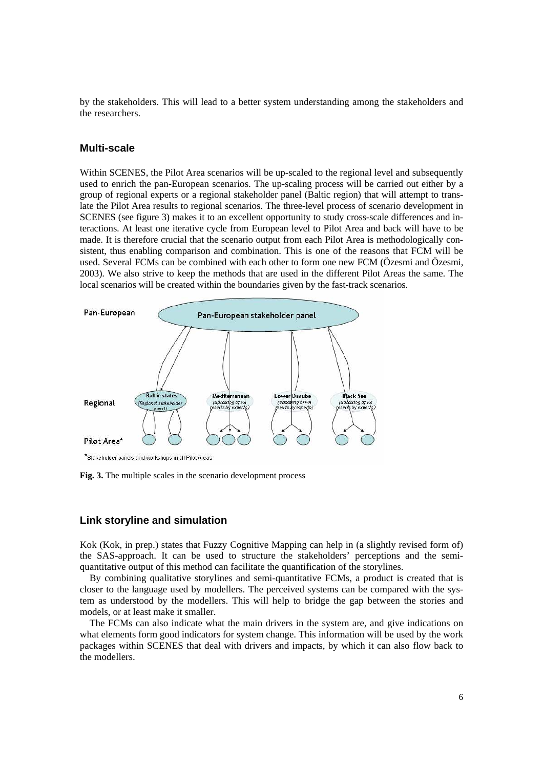by the stakeholders. This will lead to a better system understanding among the stakeholders and the researchers.

## Multi-scale

Within SCENES, the Pilot Area scenarios will be up-scaled to the regional level and subsequently used to enrich the pan-European scenarios. The up-scaling process will be carried out either by a group of regional experts or a regional stakeholder panel (Baltic region) that will attempt to translate the Pilot Area results to regional scenarios. The three-level process of scenario development in SCENES (see figure 3) makes it to an excellent opportunity to study cross-scale differences and interactions. At least one iterative cycle from European level to Pilot Area and back will have to be made. It is therefore crucial that the scenario output from each Pilot Area is methodologically consistent, thus enabling comparison and combination. This is one of the reasons that FCM will be used. Several FCMs can be combined with each other to form one new FCM (Özesmi and Özesmi, 2003). We also strive to keep the methods that are used in the different Pilot Areas the same. The local scenarios will be created within the boundaries given by the fast-track scenarios.

**Fig. 3.** The multiple scales in the scenario development process

## Link storyline and simulation

Kok (Kok, in prep.) states that Fuzzy Cognitive Mapping can help in (a slightly revised form of) the SAS-approach. It can be used to structure the stakeholders' perceptions and the semi-quantitative output of this method can facilitate the quantification of the storylines.

By combining qualitative storylines and semi-quantitative FCMs, a product is created that is closer to the language used by modellers. The perceived systems can be compared with the system as understood by the modellers. This will help to bridge the gap between the stories and models, or at least make it smaller.

The FCMs can also indicate what the main drivers in the system are, and give indications on what elements form good indicators for system change. This information will be used by the work packages within SCENES that deal with drivers and impacts, by which it can also flow back to the modellers.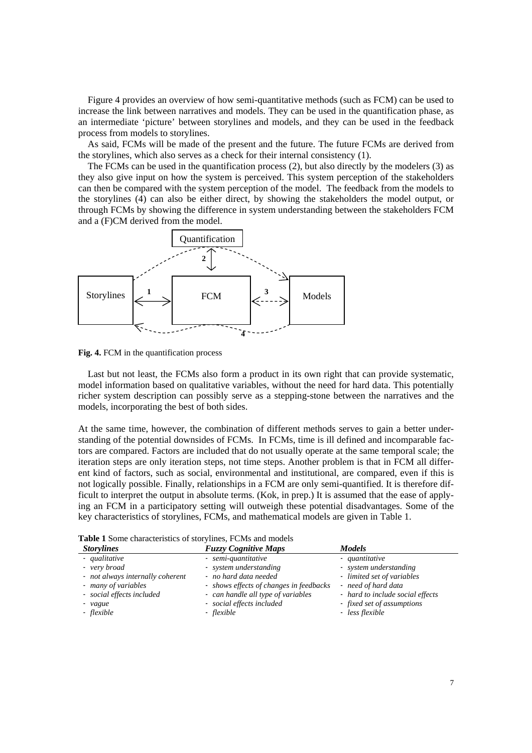Figure 4 provides an overview of how semi-quantitative methods (such as FCM) can be used to increase the link between narratives and models. They can be used in the quantification phase, as an intermediate 'picture' between storylines and models, and they can be used in the feedback process from models to storylines.

As said, FCMs will be made of the present and the future. The future FCMs are derived from the storylines, which also serves as a check for their internal consistency (1).

The FCMs can be used in the quantification process (2), but also directly by the modelers (3) as they also give input on how the system is perceived. This system perception of the stakeholders can then be compared with the system perception of the model. The feedback from the models to the storylines (4) can also be either direct, by showing the stakeholders the model output, or through FCMs by showing the difference in system understanding between the stakeholders FCM and a (F)CM derived from the model.

**Fig. 4.** FCM in the quantification process

Last but not least, the FCMs also form a product in its own right that can provide systematic, model information based on qualitative variables, without the need for hard data. This potentially richer system description can possibly serve as a stepping-stone between the narratives and the models, incorporating the best of both sides.

At the same time, however, the combination of different methods serves to gain a better understanding of the potential downsides of FCMs. In FCMs, time is ill defined and incomparable factors are compared. Factors are included that do not usually operate at the same temporal scale; the iteration steps are only iteration steps, not time steps. Another problem is that in FCM all different kind of factors, such as social, environmental and institutional, are compared, even if this is not logically possible. Finally, relationships in a FCM are only semi-quantified. It is therefore difficult to interpret the output in absolute terms. (Kok, in prep.) It is assumed that the ease of applying an FCM in a participatory setting will outweigh these potential disadvantages. Some of the key characteristics of storylines, FCMs, and mathematical models are given in Table 1.

**Table 1** Some characteristics of storylines, FCMs and models

| ***Storylines*** | ***Fuzzy Cognitive Maps*** | ***Models*** |
|---|---|---|
| - *qualitative* | - *semi-quantitative* | - *quantitative* |
| - *very broad* | - *system understanding* | - *system understanding* |
| - *not always internally coherent* | - *no hard data needed* | - *limited set of variables* |
| - *many of variables* | - *shows effects of changes in feedbacks* | - *need of hard data* |
| - *social effects included* | - *can handle all type of variables* | - *hard to include social effects* |
| - *vague* | - *social effects included* | - *fixed set of assumptions* |
| - *flexible* | - *flexible* | - *less flexible* |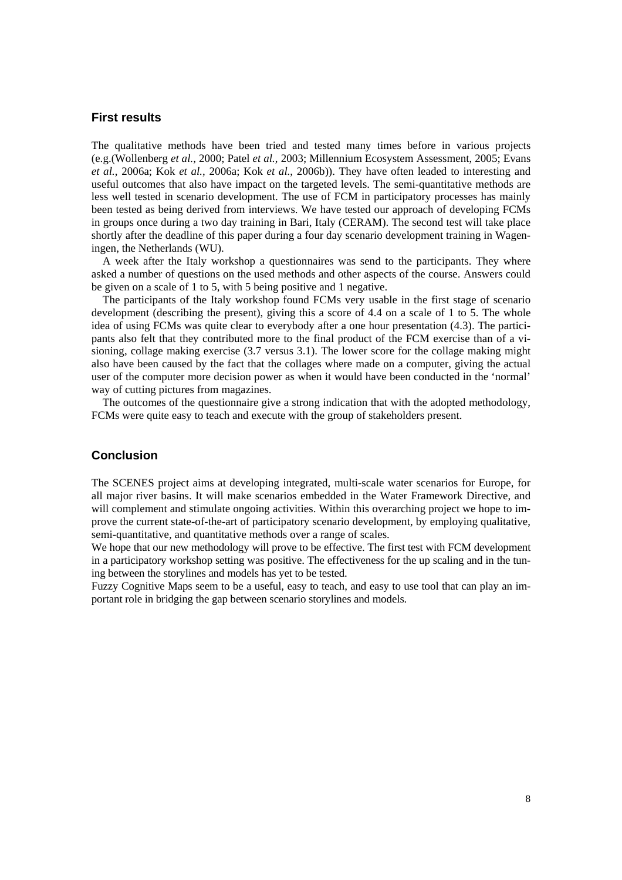## First results

The qualitative methods have been tried and tested many times before in various projects (e.g.(Wollenberg *et al.*, 2000; Patel *et al.*, 2003; Millennium Ecosystem Assessment, 2005; Evans *et al.*, 2006a; Kok *et al.*, 2006a; Kok *et al.*, 2006b)). They have often leaded to interesting and useful outcomes that also have impact on the targeted levels. The semi-quantitative methods are less well tested in scenario development. The use of FCM in participatory processes has mainly been tested as being derived from interviews. We have tested our approach of developing FCMs in groups once during a two day training in Bari, Italy (CERAM). The second test will take place shortly after the deadline of this paper during a four day scenario development training in Wageningen, the Netherlands (WU).

A week after the Italy workshop a questionnaires was send to the participants. They where asked a number of questions on the used methods and other aspects of the course. Answers could be given on a scale of 1 to 5, with 5 being positive and 1 negative.

The participants of the Italy workshop found FCMs very usable in the first stage of scenario development (describing the present), giving this a score of 4.4 on a scale of 1 to 5. The whole idea of using FCMs was quite clear to everybody after a one hour presentation (4.3). The participants also felt that they contributed more to the final product of the FCM exercise than of a visioning, collage making exercise (3.7 versus 3.1). The lower score for the collage making might also have been caused by the fact that the collages where made on a computer, giving the actual user of the computer more decision power as when it would have been conducted in the 'normal' way of cutting pictures from magazines.

The outcomes of the questionnaire give a strong indication that with the adopted methodology, FCMs were quite easy to teach and execute with the group of stakeholders present.

## Conclusion

The SCENES project aims at developing integrated, multi-scale water scenarios for Europe, for all major river basins. It will make scenarios embedded in the Water Framework Directive, and will complement and stimulate ongoing activities. Within this overarching project we hope to improve the current state-of-the-art of participatory scenario development, by employing qualitative, semi-quantitative, and quantitative methods over a range of scales.

We hope that our new methodology will prove to be effective. The first test with FCM development in a participatory workshop setting was positive. The effectiveness for the up scaling and in the tuning between the storylines and models has yet to be tested.

Fuzzy Cognitive Maps seem to be a useful, easy to teach, and easy to use tool that can play an important role in bridging the gap between scenario storylines and models.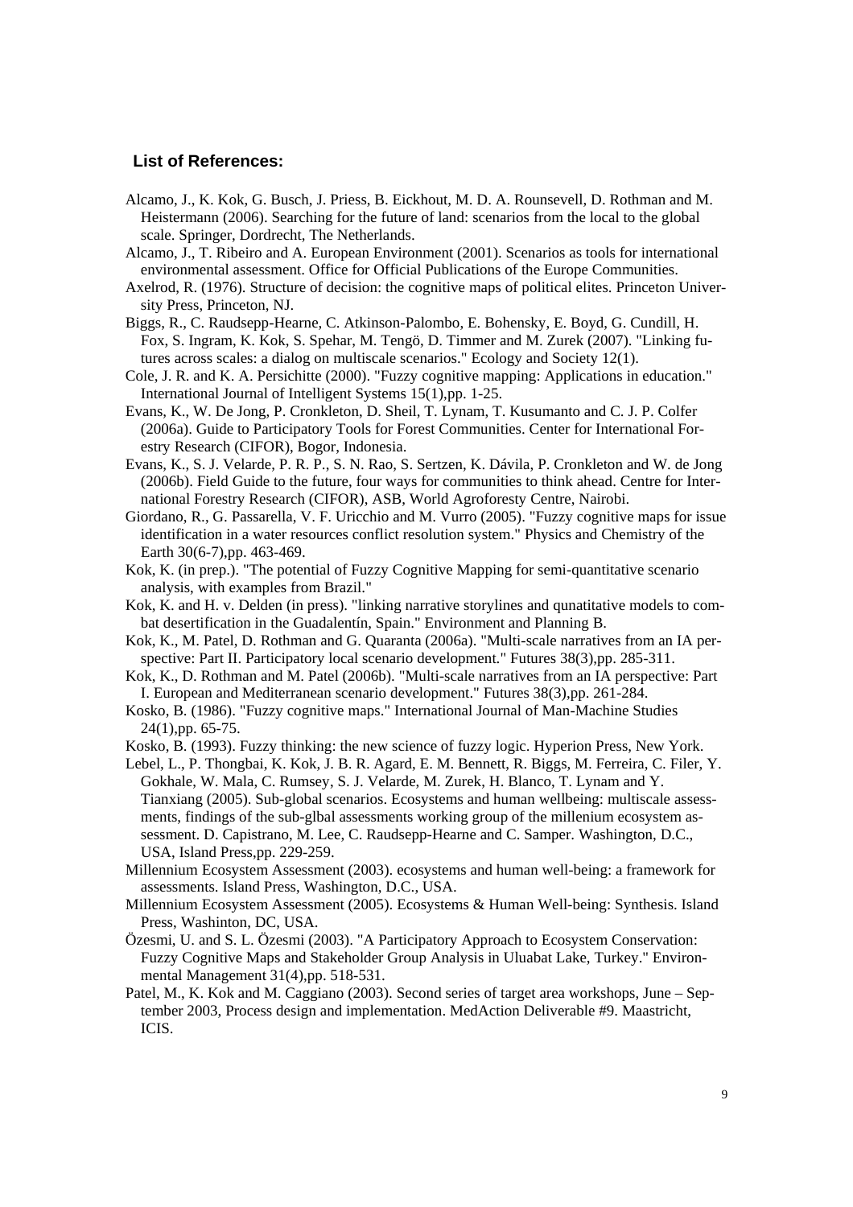## List of References:

Alcamo, J., K. Kok, G. Busch, J. Priess, B. Eickhout, M. D. A. Rounsevell, D. Rothman and M. Heistermann (2006). Searching for the future of land: scenarios from the local to the global scale. Springer, Dordrecht, The Netherlands.

Alcamo, J., T. Ribeiro and A. European Environment (2001). Scenarios as tools for international environmental assessment. Office for Official Publications of the Europe Communities.

Axelrod, R. (1976). Structure of decision: the cognitive maps of political elites. Princeton University Press, Princeton, NJ.

Biggs, R., C. Raudsepp-Hearne, C. Atkinson-Palombo, E. Bohensky, E. Boyd, G. Cundill, H. Fox, S. Ingram, K. Kok, S. Spehar, M. Tengö, D. Timmer and M. Zurek (2007). "Linking futures across scales: a dialog on multiscale scenarios." Ecology and Society 12(1).

Cole, J. R. and K. A. Persichitte (2000). "Fuzzy cognitive mapping: Applications in education." International Journal of Intelligent Systems 15(1),pp. 1-25.

Evans, K., W. De Jong, P. Cronkleton, D. Sheil, T. Lynam, T. Kusumanto and C. J. P. Colfer (2006a). Guide to Participatory Tools for Forest Communities. Center for International Forestry Research (CIFOR), Bogor, Indonesia.

Evans, K., S. J. Velarde, P. R. P., S. N. Rao, S. Sertzen, K. Dávila, P. Cronkleton and W. de Jong (2006b). Field Guide to the future, four ways for communities to think ahead. Centre for International Forestry Research (CIFOR), ASB, World Agroforesty Centre, Nairobi.

Giordano, R., G. Passarella, V. F. Uricchio and M. Vurro (2005). "Fuzzy cognitive maps for issue identification in a water resources conflict resolution system." Physics and Chemistry of the Earth 30(6-7),pp. 463-469.

Kok, K. (in prep.). "The potential of Fuzzy Cognitive Mapping for semi-quantitative scenario analysis, with examples from Brazil."

Kok, K. and H. v. Delden (in press). "linking narrative storylines and qunatitative models to combat desertification in the Guadalentín, Spain." Environment and Planning B.

Kok, K., M. Patel, D. Rothman and G. Quaranta (2006a). "Multi-scale narratives from an IA perspective: Part II. Participatory local scenario development." Futures 38(3),pp. 285-311.

Kok, K., D. Rothman and M. Patel (2006b). "Multi-scale narratives from an IA perspective: Part I. European and Mediterranean scenario development." Futures 38(3),pp. 261-284.

Kosko, B. (1986). "Fuzzy cognitive maps." International Journal of Man-Machine Studies 24(1),pp. 65-75.

Kosko, B. (1993). Fuzzy thinking: the new science of fuzzy logic. Hyperion Press, New York.

Lebel, L., P. Thongbai, K. Kok, J. B. R. Agard, E. M. Bennett, R. Biggs, M. Ferreira, C. Filer, Y. Gokhale, W. Mala, C. Rumsey, S. J. Velarde, M. Zurek, H. Blanco, T. Lynam and Y. Tianxiang (2005). Sub-global scenarios. Ecosystems and human wellbeing: multiscale assessments, findings of the sub-glbal assessments working group of the millenium ecosystem assessment. D. Capistrano, M. Lee, C. Raudsepp-Hearne and C. Samper. Washington, D.C., USA, Island Press,pp. 229-259.

Millennium Ecosystem Assessment (2003). ecosystems and human well-being: a framework for assessments. Island Press, Washington, D.C., USA.

Millennium Ecosystem Assessment (2005). Ecosystems & Human Well-being: Synthesis. Island Press, Washinton, DC, USA.

Özesmi, U. and S. L. Özesmi (2003). "A Participatory Approach to Ecosystem Conservation: Fuzzy Cognitive Maps and Stakeholder Group Analysis in Uluabat Lake, Turkey." Environmental Management 31(4),pp. 518-531.

Patel, M., K. Kok and M. Caggiano (2003). Second series of target area workshops, June – September 2003, Process design and implementation. MedAction Deliverable #9. Maastricht, ICIS.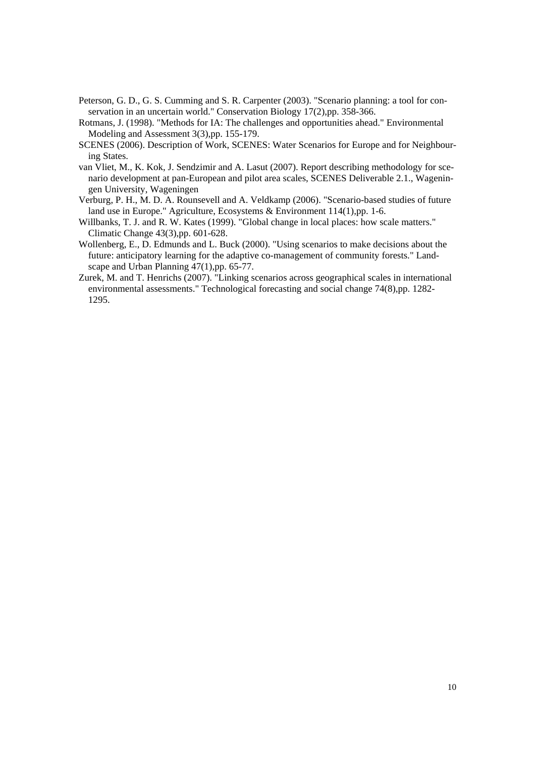Peterson, G. D., G. S. Cumming and S. R. Carpenter (2003). "Scenario planning: a tool for conservation in an uncertain world." Conservation Biology 17(2),pp. 358-366.

Rotmans, J. (1998). "Methods for IA: The challenges and opportunities ahead." Environmental Modeling and Assessment 3(3),pp. 155-179.

SCENES (2006). Description of Work, SCENES: Water Scenarios for Europe and for Neighbouring States.

van Vliet, M., K. Kok, J. Sendzimir and A. Lasut (2007). Report describing methodology for scenario development at pan-European and pilot area scales, SCENES Deliverable 2.1., Wageningen University, Wageningen

Verburg, P. H., M. D. A. Rounsevell and A. Veldkamp (2006). "Scenario-based studies of future land use in Europe." Agriculture, Ecosystems & Environment 114(1),pp. 1-6.

Willbanks, T. J. and R. W. Kates (1999). "Global change in local places: how scale matters." Climatic Change 43(3),pp. 601-628.

Wollenberg, E., D. Edmunds and L. Buck (2000). "Using scenarios to make decisions about the future: anticipatory learning for the adaptive co-management of community forests." Landscape and Urban Planning 47(1),pp. 65-77.

Zurek, M. and T. Henrichs (2007). "Linking scenarios across geographical scales in international environmental assessments." Technological forecasting and social change 74(8),pp. 1282-1295.